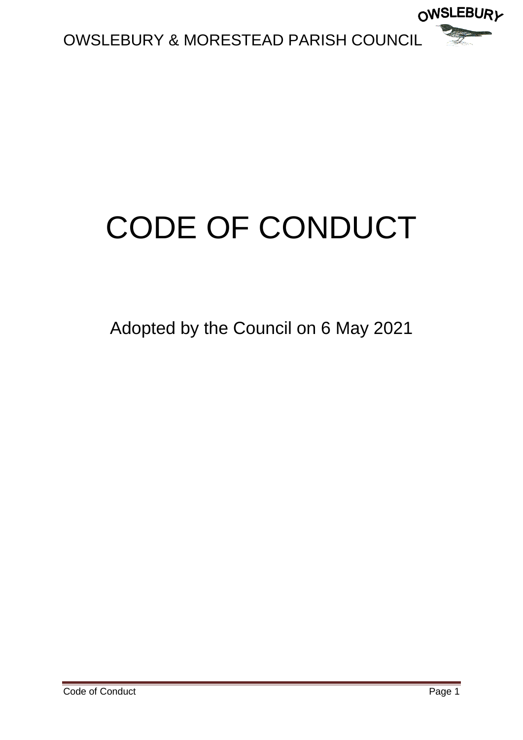# OWSLEBURY & MORESTEAD PARISH COUNCIL

# CODE OF CONDUCT

Adopted by the Council on 6 May 2021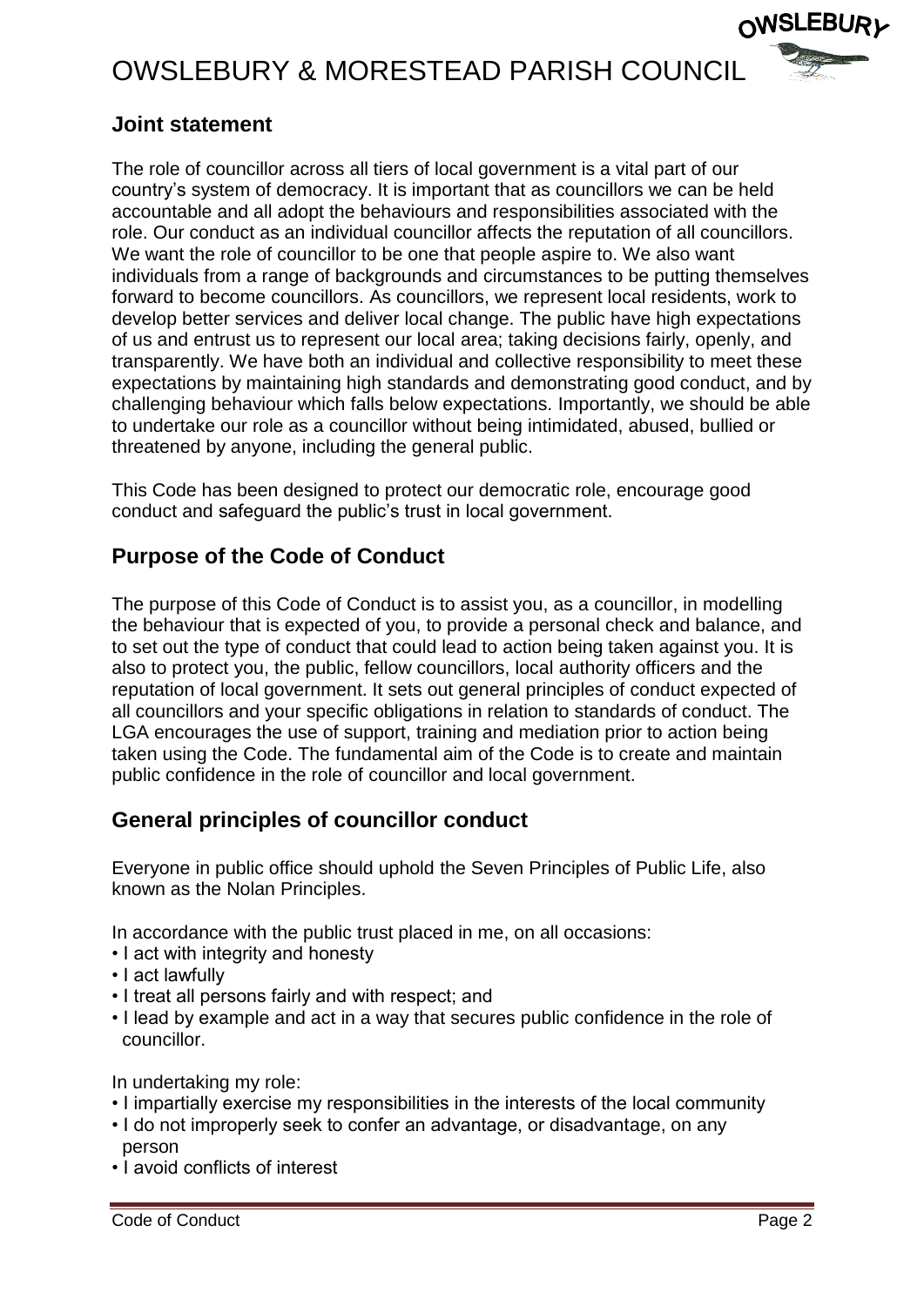## Joint statement

The role of councillor across all tiers of local government is a vital part of our country's system of democracy. It is important that as councillors we can be held accountable and all adopt the behaviours and responsibilities associated with the role. Our conduct as an individual councillor affects the reputation of all councillors. We want the role of councillor to be one that people aspire to. We also want individuals from a range of backgrounds and circumstances to be putting themselves forward to become councillors. As councillors, we represent local residents, work to develop better services and deliver local change. The public have high expectations of us and entrust us to represent our local area; taking decisions fairly, openly, and transparently. We have both an individual and collective responsibility to meet these expectations by maintaining high standards and demonstrating good conduct, and by challenging behaviour which falls below expectations. Importantly, we should be able to undertake our role as a councillor without being intimidated, abused, bullied or threatened by anyone, including the general public.

This Code has been designed to protect our democratic role, encourage good conduct and safeguard the public's trust in local government.

## Purpose of the Code of Conduct

The purpose of this Code of Conduct is to assist you, as a councillor, in modelling the behaviour that is expected of you, to provide a personal check and balance, and to set out the type of conduct that could lead to action being taken against you. It is also to protect you, the public, fellow councillors, local authority officers and the reputation of local government. It sets out general principles of conduct expected of all councillors and your specific obligations in relation to standards of conduct. The LGA encourages the use of support, training and mediation prior to action being taken using the Code. The fundamental aim of the Code is to create and maintain public confidence in the role of councillor and local government.

## General principles of councillor conduct

Everyone in public office should uphold the Seven Principles of Public Life, also known as the Nolan Principles.

In accordance with the public trust placed in me, on all occasions:

- I act with integrity and honesty
- I act lawfully
- I treat all persons fairly and with respect; and
- I lead by example and act in a way that secures public confidence in the role of councillor.

In undertaking my role:

- I impartially exercise my responsibilities in the interests of the local community
- I do not improperly seek to confer an advantage, or disadvantage, on any person
- I avoid conflicts of interest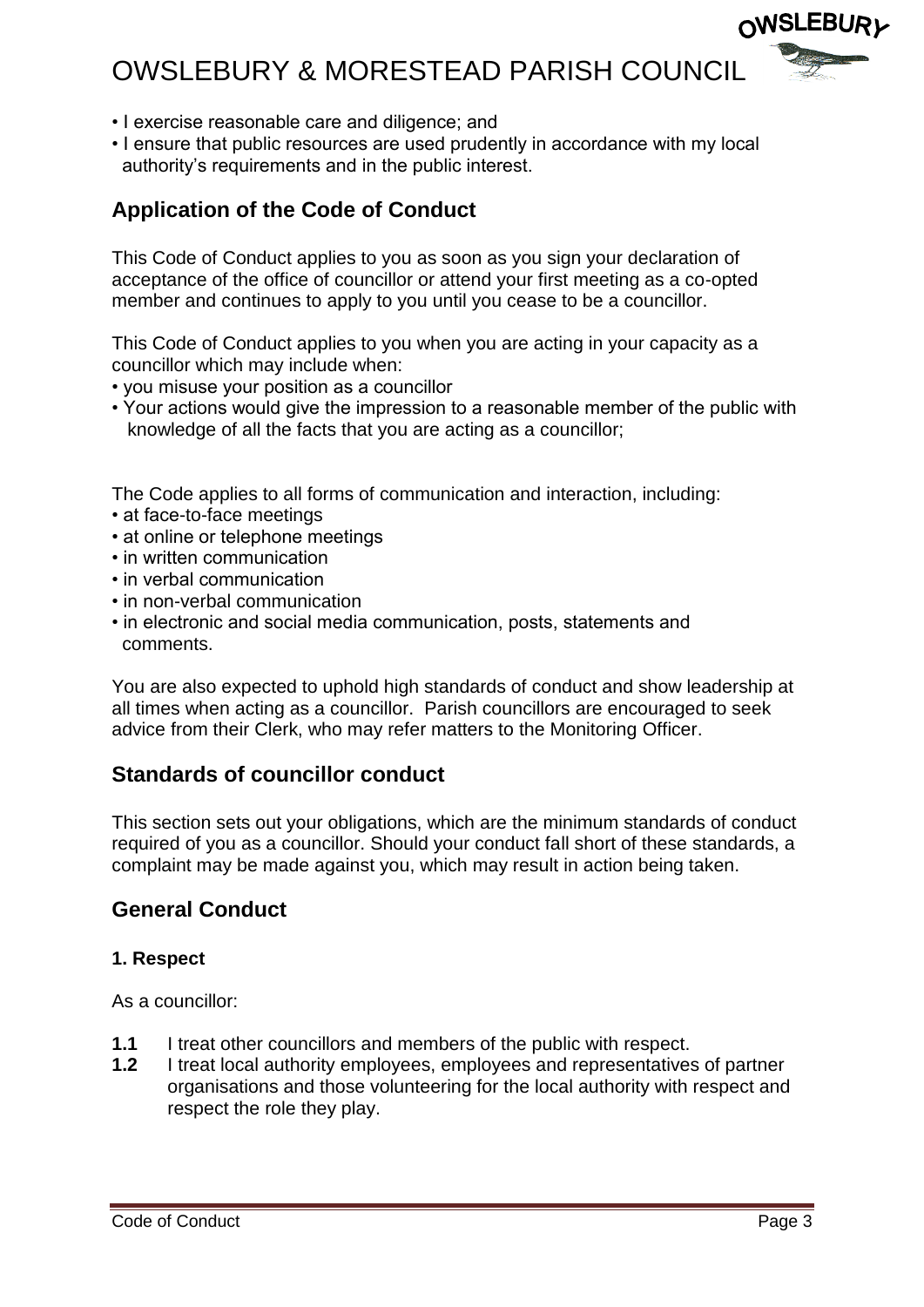- I exercise reasonable care and diligence; and
- I ensure that public resources are used prudently in accordance with my local authority's requirements and in the public interest.

## Application of the Code of Conduct

This Code of Conduct applies to you as soon as you sign your declaration of acceptance of the office of councillor or attend your first meeting as a co-opted member and continues to apply to you until you cease to be a councillor.

This Code of Conduct applies to you when you are acting in your capacity as a councillor which may include when:

- you misuse your position as a councillor
- Your actions would give the impression to a reasonable member of the public with knowledge of all the facts that you are acting as a councillor;

The Code applies to all forms of communication and interaction, including:

- at face-to-face meetings
- at online or telephone meetings
- in written communication
- in verbal communication
- in non-verbal communication
- in electronic and social media communication, posts, statements and comments.

You are also expected to uphold high standards of conduct and show leadership at all times when acting as a councillor. Parish councillors are encouraged to seek advice from their Clerk, who may refer matters to the Monitoring Officer.

## Standards of councillor conduct

This section sets out your obligations, which are the minimum standards of conduct required of you as a councillor. Should your conduct fall short of these standards, a complaint may be made against you, which may result in action being taken.

## General Conduct

### 1. Respect

As a councillor:

**1.1** I treat other councillors and members of the public with respect.

**1.2** I treat local authority employees, employees and representatives of partner organisations and those volunteering for the local authority with respect and respect the role they play.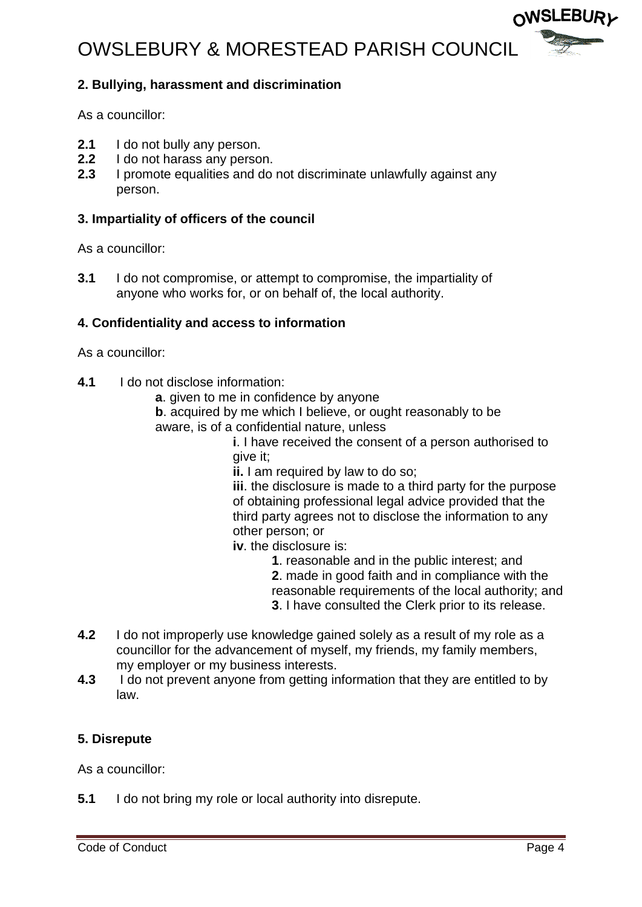## 2. Bullying, harassment and discrimination

As a councillor:

**2.1** I do not bully any person.
**2.2** I do not harass any person.
**2.3** I promote equalities and do not discriminate unlawfully against any person.

## 3. Impartiality of officers of the council

As a councillor:

**3.1** I do not compromise, or attempt to compromise, the impartiality of anyone who works for, or on behalf of, the local authority.

## 4. Confidentiality and access to information

As a councillor:

**4.1** I do not disclose information:

- **a**. given to me in confidence by anyone
- **b**. acquired by me which I believe, or ought reasonably to be aware, is of a confidential nature, unless
  - **i**. I have received the consent of a person authorised to give it;
  - **ii.** I am required by law to do so;
  - **iii**. the disclosure is made to a third party for the purpose of obtaining professional legal advice provided that the third party agrees not to disclose the information to any other person; or
  - **iv**. the disclosure is:
    - **1**. reasonable and in the public interest; and
    - **2**. made in good faith and in compliance with the reasonable requirements of the local authority; and
    - **3**. I have consulted the Clerk prior to its release.

**4.2** I do not improperly use knowledge gained solely as a result of my role as a councillor for the advancement of myself, my friends, my family members, my employer or my business interests.
**4.3** I do not prevent anyone from getting information that they are entitled to by law.

## 5. Disrepute

As a councillor:

**5.1** I do not bring my role or local authority into disrepute.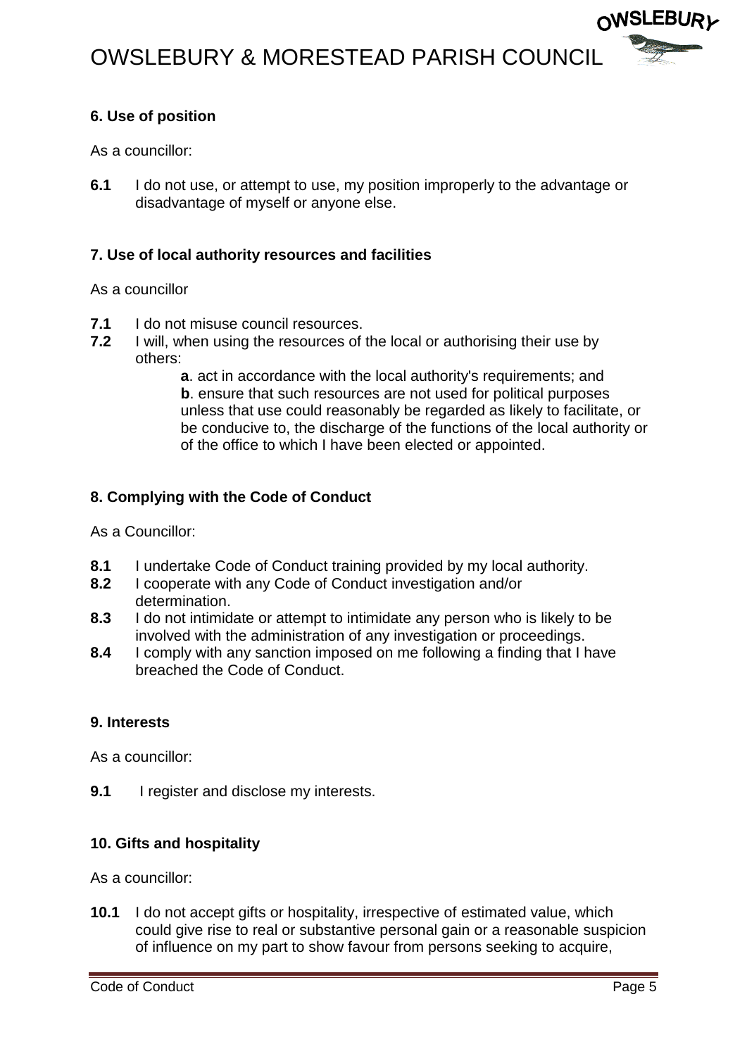### 6. Use of position

As a councillor:

**6.1** I do not use, or attempt to use, my position improperly to the advantage or disadvantage of myself or anyone else.

### 7. Use of local authority resources and facilities

As a councillor

**7.1** I do not misuse council resources.

**7.2** I will, when using the resources of the local or authorising their use by others:

- **a**. act in accordance with the local authority's requirements; and
- **b**. ensure that such resources are not used for political purposes unless that use could reasonably be regarded as likely to facilitate, or be conducive to, the discharge of the functions of the local authority or of the office to which I have been elected or appointed.

### 8. Complying with the Code of Conduct

As a Councillor:

**8.1** I undertake Code of Conduct training provided by my local authority.

**8.2** I cooperate with any Code of Conduct investigation and/or determination.

**8.3** I do not intimidate or attempt to intimidate any person who is likely to be involved with the administration of any investigation or proceedings.

**8.4** I comply with any sanction imposed on me following a finding that I have breached the Code of Conduct.

### 9. Interests

As a councillor:

**9.1** I register and disclose my interests.

### 10. Gifts and hospitality

As a councillor:

**10.1** I do not accept gifts or hospitality, irrespective of estimated value, which could give rise to real or substantive personal gain or a reasonable suspicion of influence on my part to show favour from persons seeking to acquire,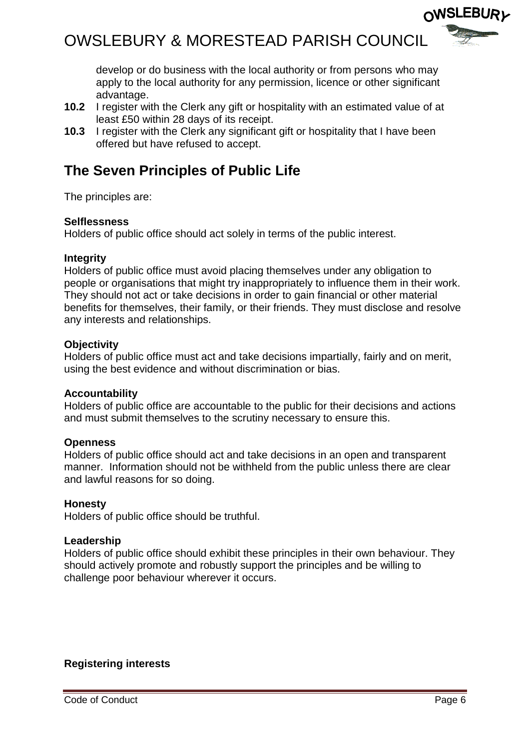develop or do business with the local authority or from persons who may apply to the local authority for any permission, licence or other significant advantage.

**10.2** I register with the Clerk any gift or hospitality with an estimated value of at least £50 within 28 days of its receipt.

**10.3** I register with the Clerk any significant gift or hospitality that I have been offered but have refused to accept.

## The Seven Principles of Public Life

The principles are:

**Selflessness**
Holders of public office should act solely in terms of the public interest.

**Integrity**
Holders of public office must avoid placing themselves under any obligation to people or organisations that might try inappropriately to influence them in their work. They should not act or take decisions in order to gain financial or other material benefits for themselves, their family, or their friends. They must disclose and resolve any interests and relationships.

**Objectivity**
Holders of public office must act and take decisions impartially, fairly and on merit, using the best evidence and without discrimination or bias.

**Accountability**
Holders of public office are accountable to the public for their decisions and actions and must submit themselves to the scrutiny necessary to ensure this.

**Openness**
Holders of public office should act and take decisions in an open and transparent manner. Information should not be withheld from the public unless there are clear and lawful reasons for so doing.

**Honesty**
Holders of public office should be truthful.

**Leadership**
Holders of public office should exhibit these principles in their own behaviour. They should actively promote and robustly support the principles and be willing to challenge poor behaviour wherever it occurs.

**Registering interests**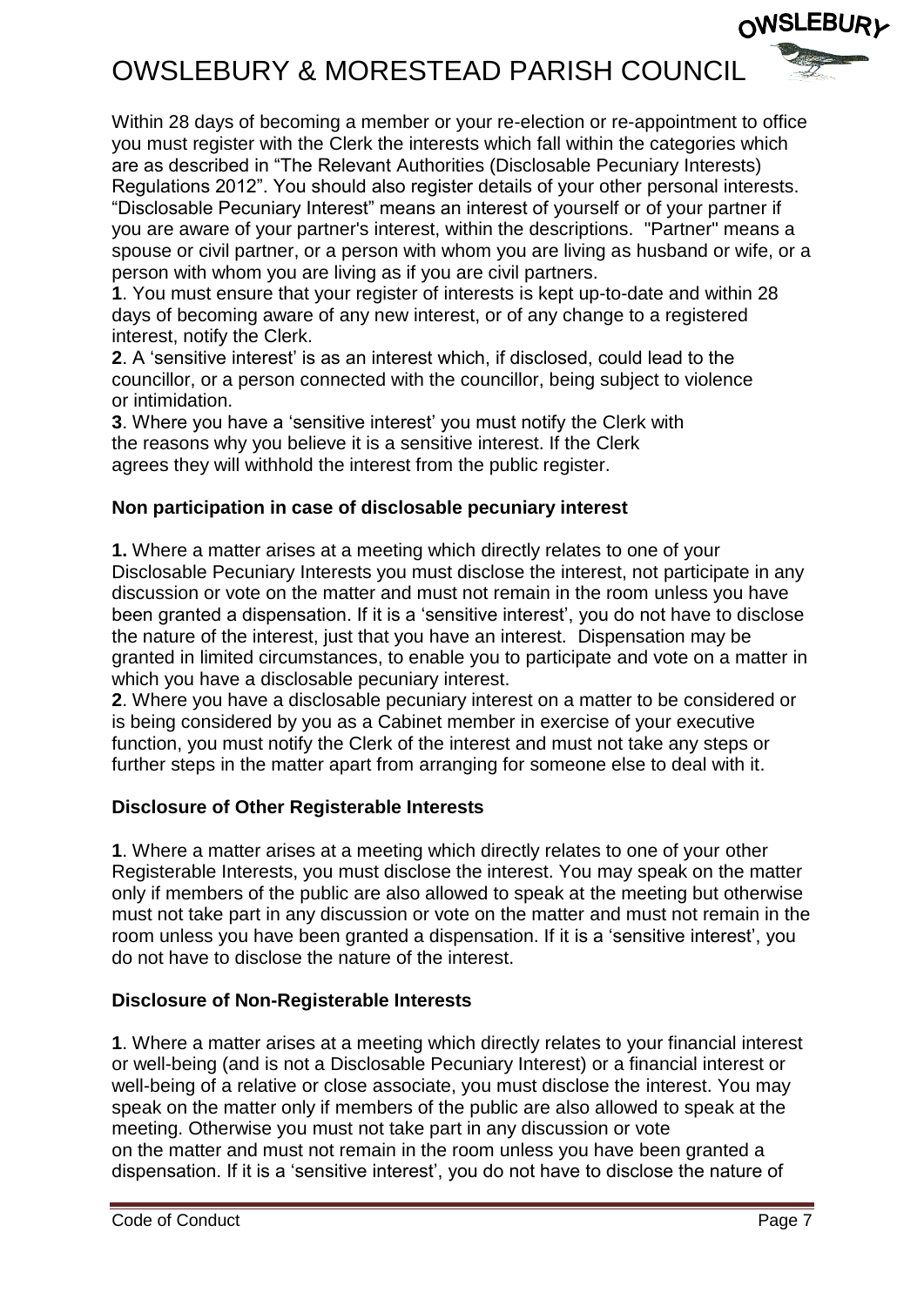Within 28 days of becoming a member or your re-election or re-appointment to office you must register with the Clerk the interests which fall within the categories which are as described in "The Relevant Authorities (Disclosable Pecuniary Interests) Regulations 2012". You should also register details of your other personal interests. "Disclosable Pecuniary Interest" means an interest of yourself or of your partner if you are aware of your partner's interest, within the descriptions. "Partner" means a spouse or civil partner, or a person with whom you are living as husband or wife, or a person with whom you are living as if you are civil partners.

**1**. You must ensure that your register of interests is kept up-to-date and within 28 days of becoming aware of any new interest, or of any change to a registered interest, notify the Clerk.

**2**. A 'sensitive interest' is as an interest which, if disclosed, could lead to the councillor, or a person connected with the councillor, being subject to violence or intimidation.

**3**. Where you have a 'sensitive interest' you must notify the Clerk with the reasons why you believe it is a sensitive interest. If the Clerk agrees they will withhold the interest from the public register.

### Non participation in case of disclosable pecuniary interest

**1.** Where a matter arises at a meeting which directly relates to one of your Disclosable Pecuniary Interests you must disclose the interest, not participate in any discussion or vote on the matter and must not remain in the room unless you have been granted a dispensation. If it is a 'sensitive interest', you do not have to disclose the nature of the interest, just that you have an interest. Dispensation may be granted in limited circumstances, to enable you to participate and vote on a matter in which you have a disclosable pecuniary interest.

**2**. Where you have a disclosable pecuniary interest on a matter to be considered or is being considered by you as a Cabinet member in exercise of your executive function, you must notify the Clerk of the interest and must not take any steps or further steps in the matter apart from arranging for someone else to deal with it.

### Disclosure of Other Registerable Interests

**1**. Where a matter arises at a meeting which directly relates to one of your other Registerable Interests, you must disclose the interest. You may speak on the matter only if members of the public are also allowed to speak at the meeting but otherwise must not take part in any discussion or vote on the matter and must not remain in the room unless you have been granted a dispensation. If it is a 'sensitive interest', you do not have to disclose the nature of the interest.

### Disclosure of Non-Registerable Interests

**1**. Where a matter arises at a meeting which directly relates to your financial interest or well-being (and is not a Disclosable Pecuniary Interest) or a financial interest or well-being of a relative or close associate, you must disclose the interest. You may speak on the matter only if members of the public are also allowed to speak at the meeting. Otherwise you must not take part in any discussion or vote on the matter and must not remain in the room unless you have been granted a dispensation. If it is a 'sensitive interest', you do not have to disclose the nature of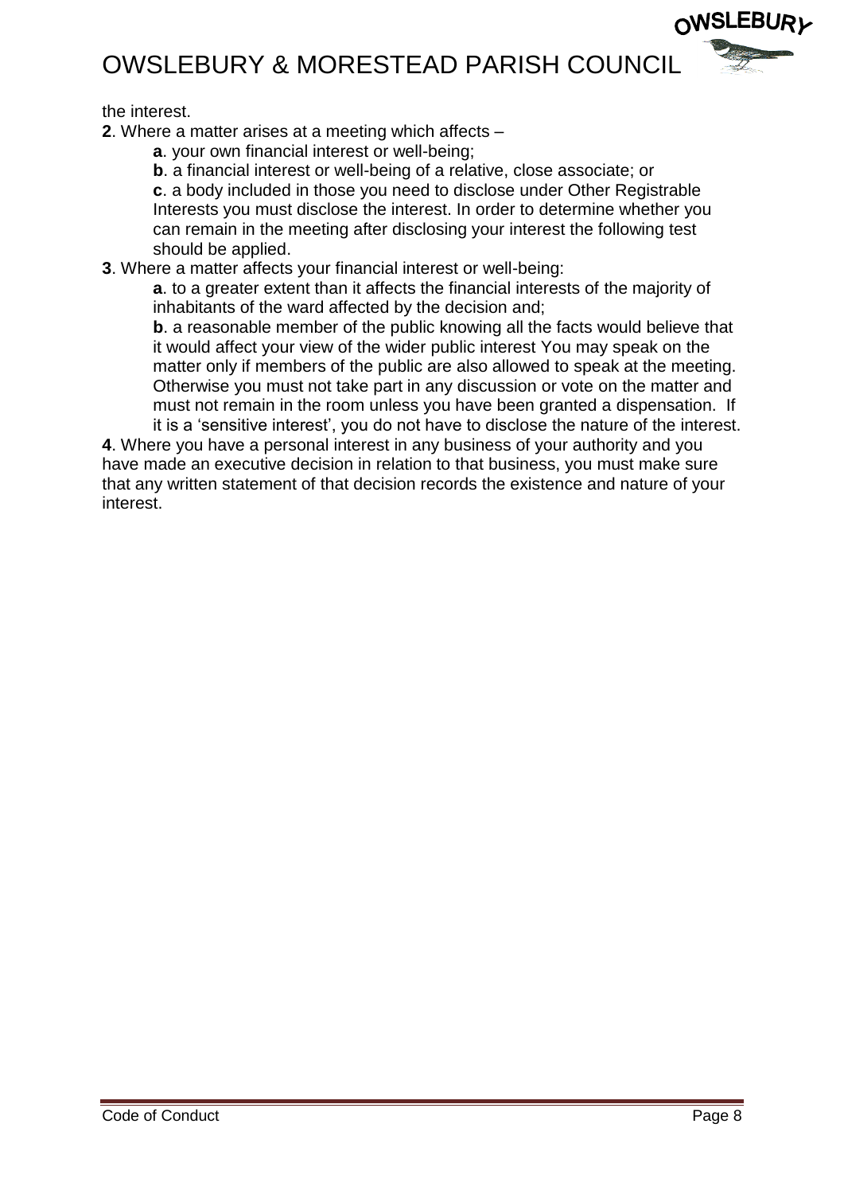the interest.

**2**. Where a matter arises at a meeting which affects –

**a**. your own financial interest or well-being;

**b**. a financial interest or well-being of a relative, close associate; or

**c**. a body included in those you need to disclose under Other Registrable Interests you must disclose the interest. In order to determine whether you can remain in the meeting after disclosing your interest the following test should be applied.

**3**. Where a matter affects your financial interest or well-being:

**a**. to a greater extent than it affects the financial interests of the majority of inhabitants of the ward affected by the decision and;

**b**. a reasonable member of the public knowing all the facts would believe that it would affect your view of the wider public interest You may speak on the matter only if members of the public are also allowed to speak at the meeting. Otherwise you must not take part in any discussion or vote on the matter and must not remain in the room unless you have been granted a dispensation. If it is a 'sensitive interest', you do not have to disclose the nature of the interest.

**4**. Where you have a personal interest in any business of your authority and you have made an executive decision in relation to that business, you must make sure that any written statement of that decision records the existence and nature of your interest.